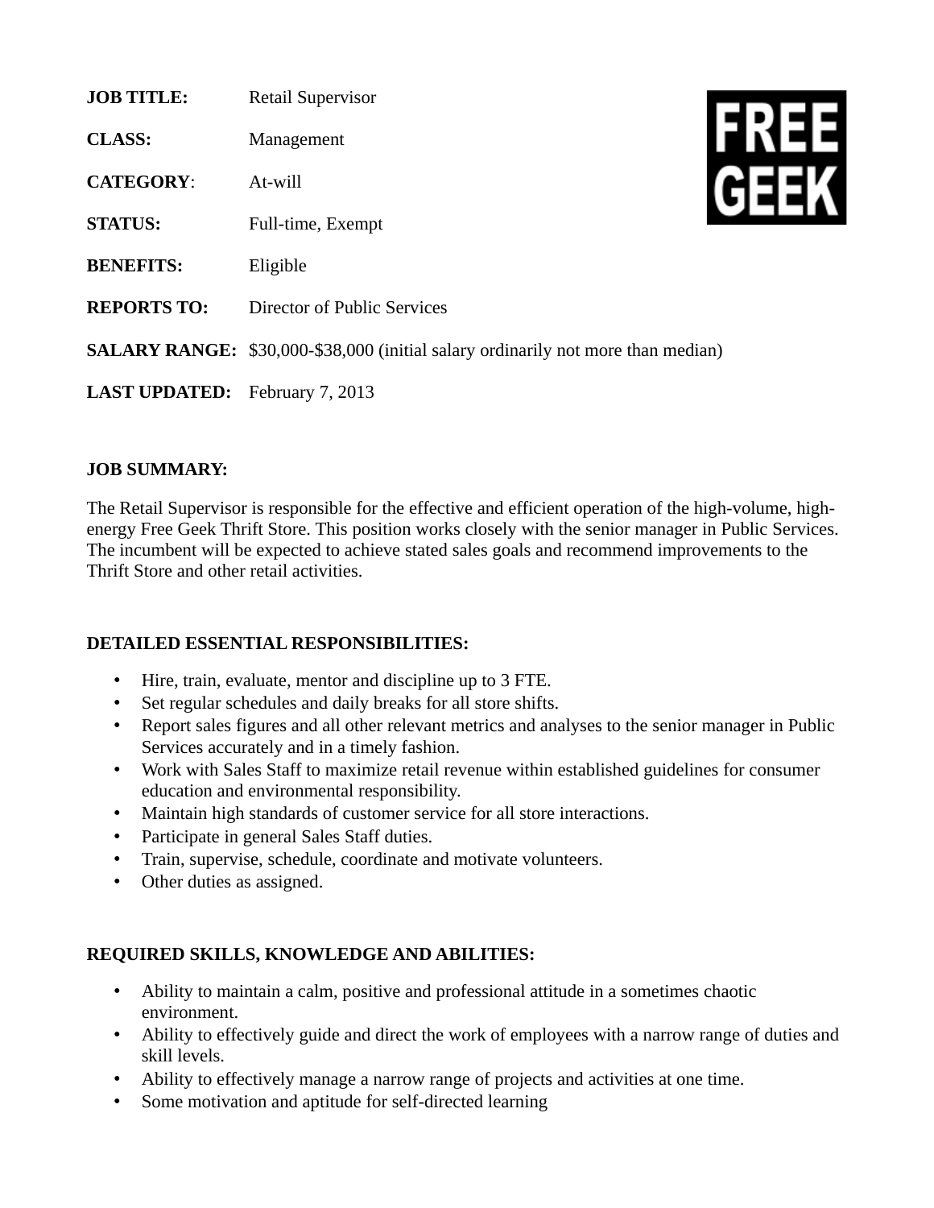**JOB TITLE:** Retail Supervisor

**CLASS:** Management

**CATEGORY**: At-will

**STATUS:** Full-time, Exempt

**BENEFITS:** Eligible

**REPORTS TO:** Director of Public Services

**SALARY RANGE:** $30,000-$38,000 (initial salary ordinarily not more than median)

**LAST UPDATED:** February 7, 2013

FREE GEEK

## JOB SUMMARY:

The Retail Supervisor is responsible for the effective and efficient operation of the high-volume, high-energy Free Geek Thrift Store. This position works closely with the senior manager in Public Services. The incumbent will be expected to achieve stated sales goals and recommend improvements to the Thrift Store and other retail activities.

## DETAILED ESSENTIAL RESPONSIBILITIES:

- Hire, train, evaluate, mentor and discipline up to 3 FTE.
- Set regular schedules and daily breaks for all store shifts.
- Report sales figures and all other relevant metrics and analyses to the senior manager in Public Services accurately and in a timely fashion.
- Work with Sales Staff to maximize retail revenue within established guidelines for consumer education and environmental responsibility.
- Maintain high standards of customer service for all store interactions.
- Participate in general Sales Staff duties.
- Train, supervise, schedule, coordinate and motivate volunteers.
- Other duties as assigned.

## REQUIRED SKILLS, KNOWLEDGE AND ABILITIES:

- Ability to maintain a calm, positive and professional attitude in a sometimes chaotic environment.
- Ability to effectively guide and direct the work of employees with a narrow range of duties and skill levels.
- Ability to effectively manage a narrow range of projects and activities at one time.
- Some motivation and aptitude for self-directed learning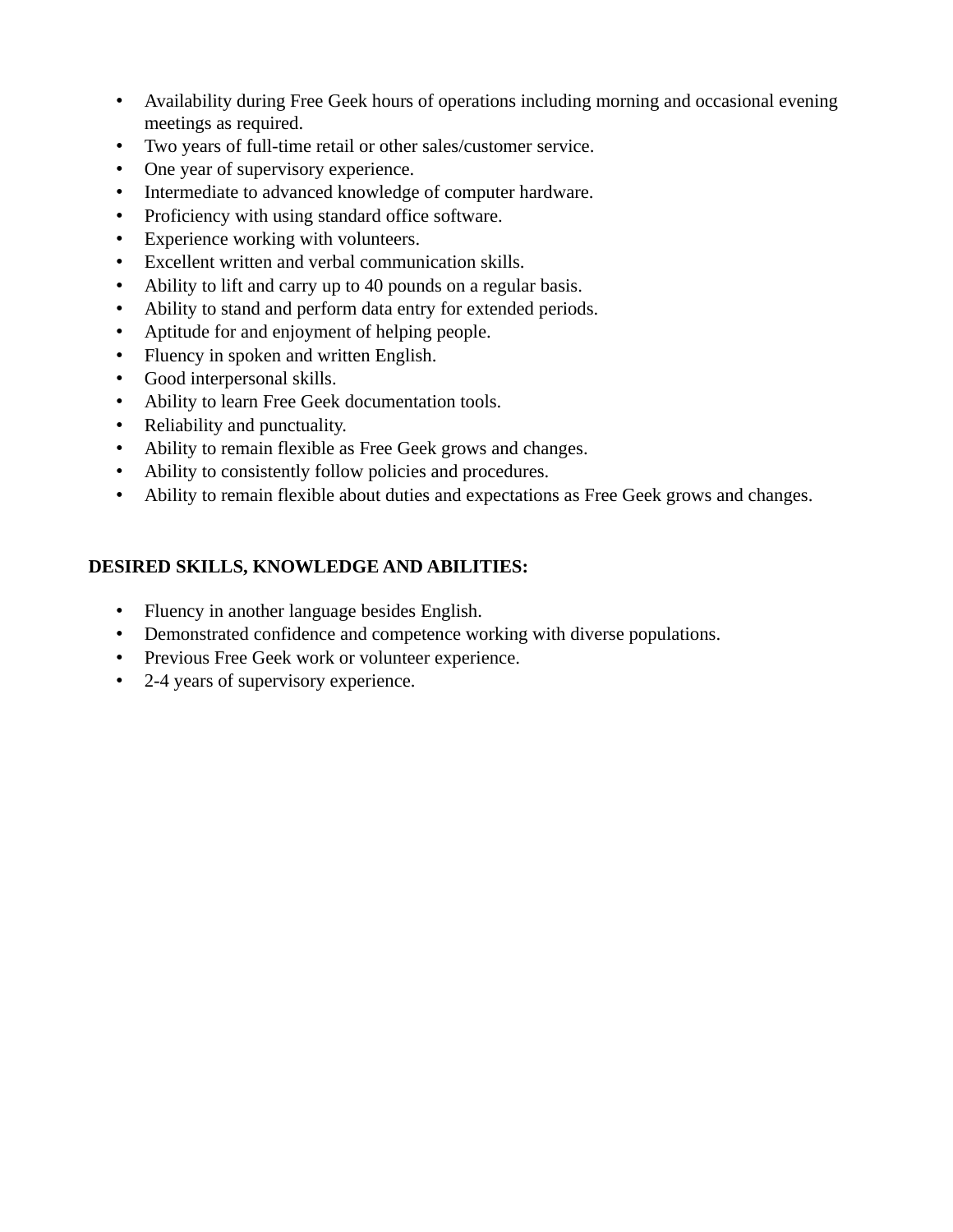- Availability during Free Geek hours of operations including morning and occasional evening meetings as required.
- Two years of full-time retail or other sales/customer service.
- One year of supervisory experience.
- Intermediate to advanced knowledge of computer hardware.
- Proficiency with using standard office software.
- Experience working with volunteers.
- Excellent written and verbal communication skills.
- Ability to lift and carry up to 40 pounds on a regular basis.
- Ability to stand and perform data entry for extended periods.
- Aptitude for and enjoyment of helping people.
- Fluency in spoken and written English.
- Good interpersonal skills.
- Ability to learn Free Geek documentation tools.
- Reliability and punctuality.
- Ability to remain flexible as Free Geek grows and changes.
- Ability to consistently follow policies and procedures.
- Ability to remain flexible about duties and expectations as Free Geek grows and changes.

**DESIRED SKILLS, KNOWLEDGE AND ABILITIES:**

- Fluency in another language besides English.
- Demonstrated confidence and competence working with diverse populations.
- Previous Free Geek work or volunteer experience.
- 2-4 years of supervisory experience.